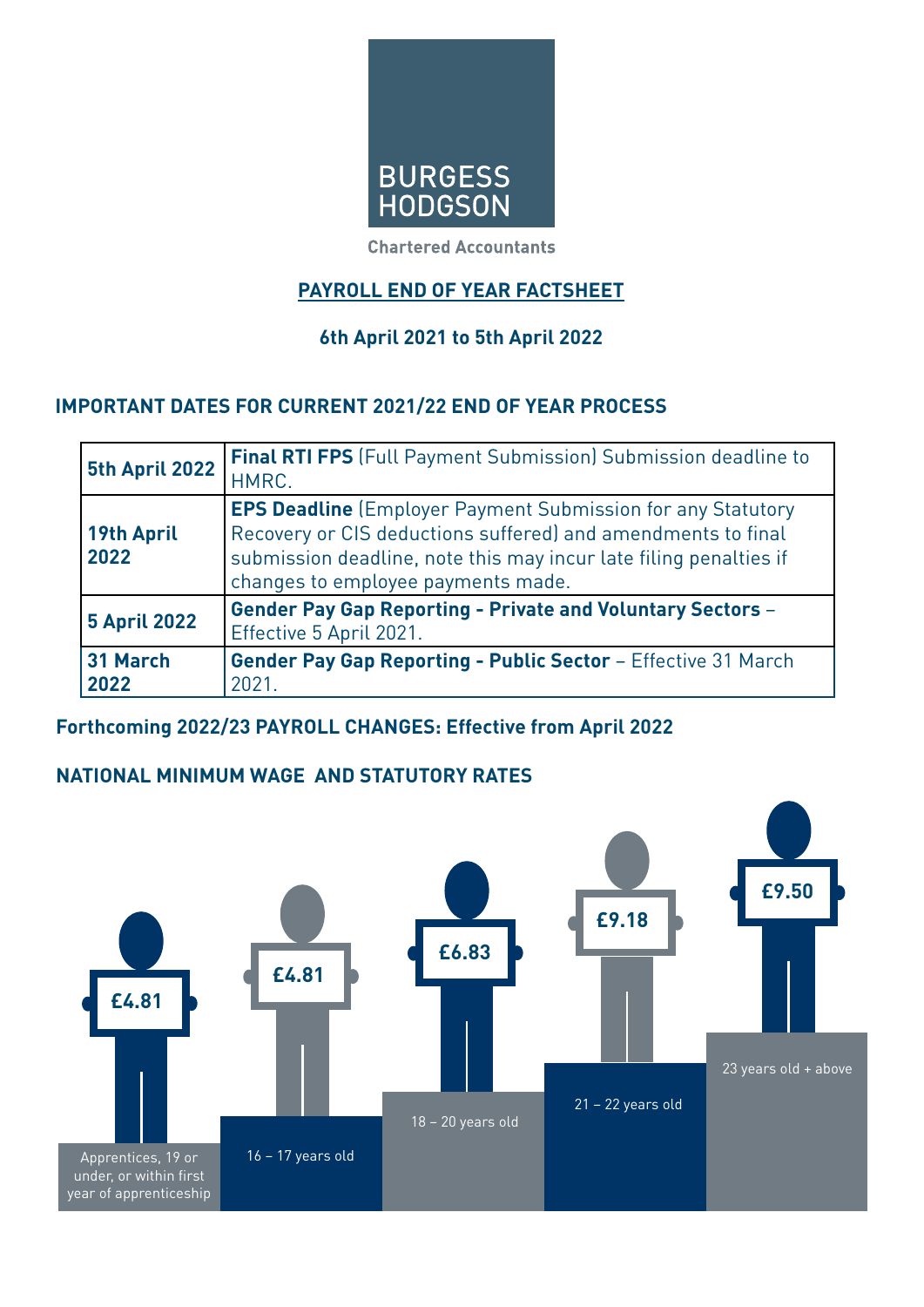BURGESS HODGSON

Chartered Accountants

# PAYROLL END OF YEAR FACTSHEET

## 6th April 2021 to 5th April 2022

## IMPORTANT DATES FOR CURRENT 2021/22 END OF YEAR PROCESS

| | |
|---|---|
| **5th April 2022** | **Final RTI FPS** (Full Payment Submission) Submission deadline to HMRC. |
| **19th April 2022** | **EPS Deadline** (Employer Payment Submission for any Statutory Recovery or CIS deductions suffered) and amendments to final submission deadline, note this may incur late filing penalties if changes to employee payments made. |
| **5 April 2022** | **Gender Pay Gap Reporting - Private and Voluntary Sectors** – Effective 5 April 2021. |
| **31 March 2022** | **Gender Pay Gap Reporting - Public Sector** – Effective 31 March 2021. |

## Forthcoming 2022/23 PAYROLL CHANGES: Effective from April 2022

## NATIONAL MINIMUM WAGE AND STATUTORY RATES

| Category | Rate |
|---|---|
| Apprentices, 19 or under, or within first year of apprenticeship | £4.81 |
| 16 – 17 years old | £4.81 |
| 18 – 20 years old | £6.83 |
| 21 – 22 years old | £9.18 |
| 23 years old + above | £9.50 |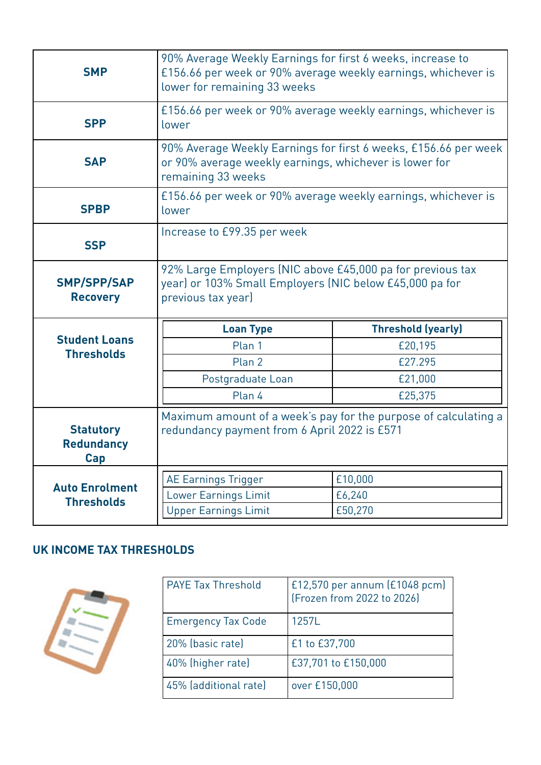| | |
|---|---|
| **SMP** | 90% Average Weekly Earnings for first 6 weeks, increase to £156.66 per week or 90% average weekly earnings, whichever is lower for remaining 33 weeks |
| **SPP** | £156.66 per week or 90% average weekly earnings, whichever is lower |
| **SAP** | 90% Average Weekly Earnings for first 6 weeks, £156.66 per week or 90% average weekly earnings, whichever is lower for remaining 33 weeks |
| **SPBP** | £156.66 per week or 90% average weekly earnings, whichever is lower |
| **SSP** | Increase to £99.35 per week |
| **SMP/SPP/SAP Recovery** | 92% Large Employers (NIC above £45,000 pa for previous tax year) or 103% Small Employers (NIC below £45,000 pa for previous tax year) |
| **Statutory Redundancy Cap** | Maximum amount of a week's pay for the purpose of calculating a redundancy payment from 6 April 2022 is £571 |

**Student Loans Thresholds**

| Loan Type | Threshold (yearly) |
|---|---|
| Plan 1 | £20,195 |
| Plan 2 | £27.295 |
| Postgraduate Loan | £21,000 |
| Plan 4 | £25,375 |

**Auto Enrolment Thresholds**

| | |
|---|---|
| AE Earnings Trigger | £10,000 |
| Lower Earnings Limit | £6,240 |
| Upper Earnings Limit | £50,270 |

## UK INCOME TAX THRESHOLDS

| | |
|---|---|
| PAYE Tax Threshold | £12,570 per annum (£1048 pcm) (Frozen from 2022 to 2026) |
| Emergency Tax Code | 1257L |
| 20% (basic rate) | £1 to £37,700 |
| 40% (higher rate) | £37,701 to £150,000 |
| 45% (additional rate) | over £150,000 |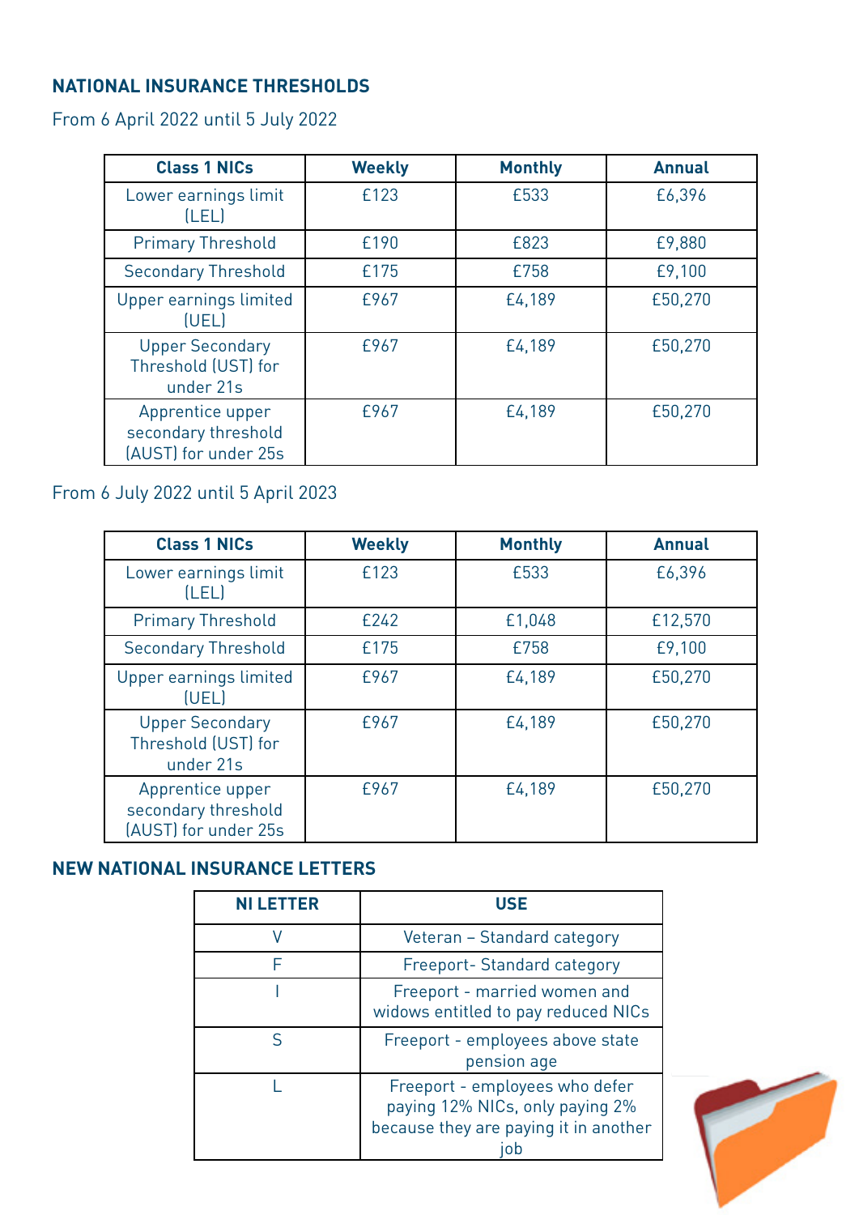## NATIONAL INSURANCE THRESHOLDS

From 6 April 2022 until 5 July 2022

| Class 1 NICs | Weekly | Monthly | Annual |
|---|---|---|---|
| Lower earnings limit (LEL) | £123 | £533 | £6,396 |
| Primary Threshold | £190 | £823 | £9,880 |
| Secondary Threshold | £175 | £758 | £9,100 |
| Upper earnings limited (UEL) | £967 | £4,189 | £50,270 |
| Upper Secondary Threshold (UST) for under 21s | £967 | £4,189 | £50,270 |
| Apprentice upper secondary threshold (AUST) for under 25s | £967 | £4,189 | £50,270 |

From 6 July 2022 until 5 April 2023

| Class 1 NICs | Weekly | Monthly | Annual |
|---|---|---|---|
| Lower earnings limit (LEL) | £123 | £533 | £6,396 |
| Primary Threshold | £242 | £1,048 | £12,570 |
| Secondary Threshold | £175 | £758 | £9,100 |
| Upper earnings limited (UEL) | £967 | £4,189 | £50,270 |
| Upper Secondary Threshold (UST) for under 21s | £967 | £4,189 | £50,270 |
| Apprentice upper secondary threshold (AUST) for under 25s | £967 | £4,189 | £50,270 |

## NEW NATIONAL INSURANCE LETTERS

| NI LETTER | USE |
|---|---|
| V | Veteran – Standard category |
| F | Freeport- Standard category |
| I | Freeport - married women and widows entitled to pay reduced NICs |
| S | Freeport - employees above state pension age |
| L | Freeport - employees who defer paying 12% NICs, only paying 2% because they are paying it in another job |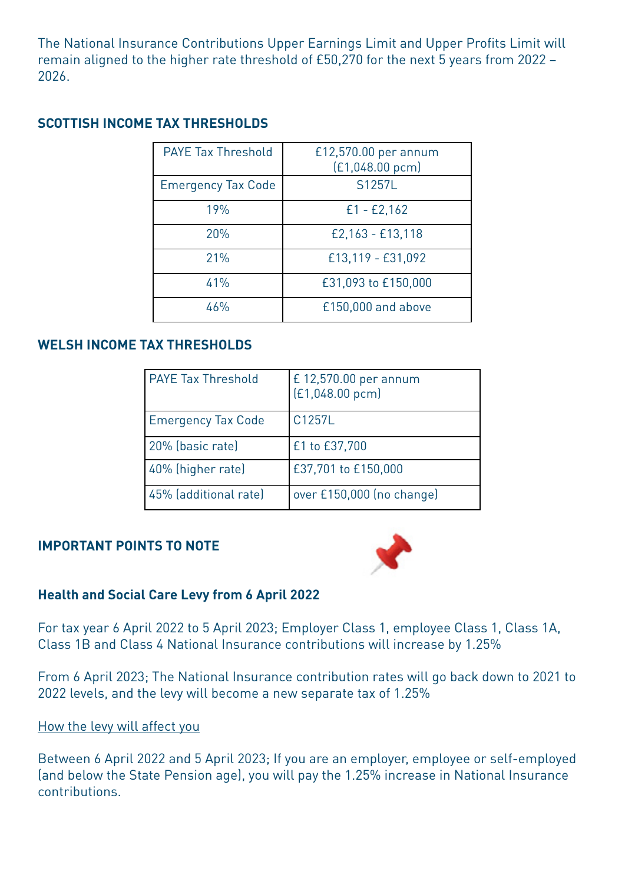The National Insurance Contributions Upper Earnings Limit and Upper Profits Limit will remain aligned to the higher rate threshold of £50,270 for the next 5 years from 2022 – 2026.

## SCOTTISH INCOME TAX THRESHOLDS

| PAYE Tax Threshold | £12,570.00 per annum (£1,048.00 pcm) |
|---|---|
| Emergency Tax Code | S1257L |
| 19% | £1 - £2,162 |
| 20% | £2,163 - £13,118 |
| 21% | £13,119 - £31,092 |
| 41% | £31,093 to £150,000 |
| 46% | £150,000 and above |

## WELSH INCOME TAX THRESHOLDS

| PAYE Tax Threshold | £ 12,570.00 per annum (£1,048.00 pcm) |
|---|---|
| Emergency Tax Code | C1257L |
| 20% (basic rate) | £1 to £37,700 |
| 40% (higher rate) | £37,701 to £150,000 |
| 45% (additional rate) | over £150,000 (no change) |

## IMPORTANT POINTS TO NOTE

### Health and Social Care Levy from 6 April 2022

For tax year 6 April 2022 to 5 April 2023; Employer Class 1, employee Class 1, Class 1A, Class 1B and Class 4 National Insurance contributions will increase by 1.25%

From 6 April 2023; The National Insurance contribution rates will go back down to 2021 to 2022 levels, and the levy will become a new separate tax of 1.25%

How the levy will affect you

Between 6 April 2022 and 5 April 2023; If you are an employer, employee or self-employed (and below the State Pension age), you will pay the 1.25% increase in National Insurance contributions.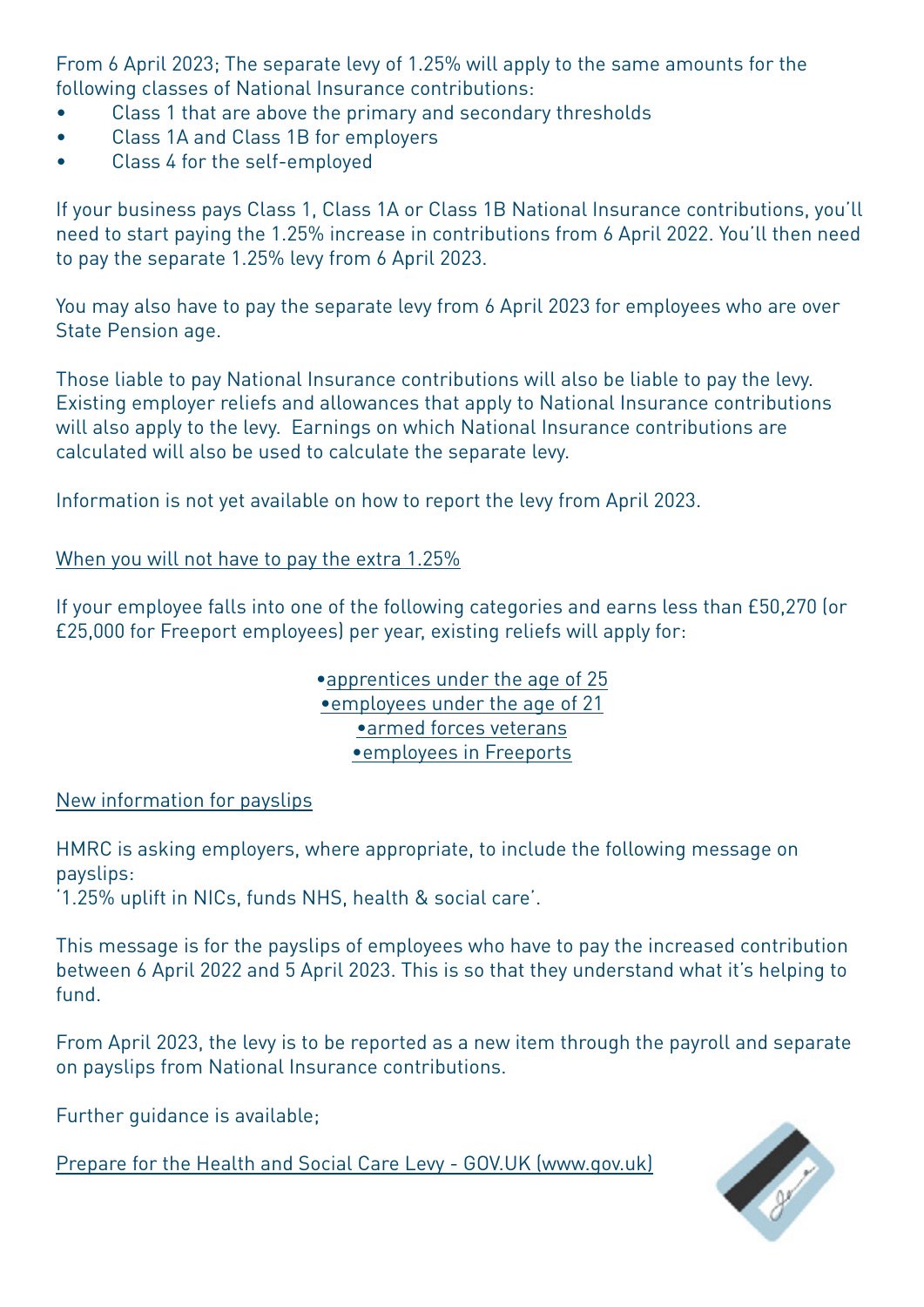From 6 April 2023; The separate levy of 1.25% will apply to the same amounts for the following classes of National Insurance contributions:

- Class 1 that are above the primary and secondary thresholds
- Class 1A and Class 1B for employers
- Class 4 for the self-employed

If your business pays Class 1, Class 1A or Class 1B National Insurance contributions, you'll need to start paying the 1.25% increase in contributions from 6 April 2022. You'll then need to pay the separate 1.25% levy from 6 April 2023.

You may also have to pay the separate levy from 6 April 2023 for employees who are over State Pension age.

Those liable to pay National Insurance contributions will also be liable to pay the levy. Existing employer reliefs and allowances that apply to National Insurance contributions will also apply to the levy. Earnings on which National Insurance contributions are calculated will also be used to calculate the separate levy.

Information is not yet available on how to report the levy from April 2023.

When you will not have to pay the extra 1.25%

If your employee falls into one of the following categories and earns less than £50,270 (or £25,000 for Freeport employees) per year, existing reliefs will apply for:

- apprentices under the age of 25
- employees under the age of 21
- armed forces veterans
- employees in Freeports

New information for payslips

HMRC is asking employers, where appropriate, to include the following message on payslips:
'1.25% uplift in NICs, funds NHS, health & social care'.

This message is for the payslips of employees who have to pay the increased contribution between 6 April 2022 and 5 April 2023. This is so that they understand what it's helping to fund.

From April 2023, the levy is to be reported as a new item through the payroll and separate on payslips from National Insurance contributions.

Further guidance is available;

Prepare for the Health and Social Care Levy - GOV.UK (www.gov.uk)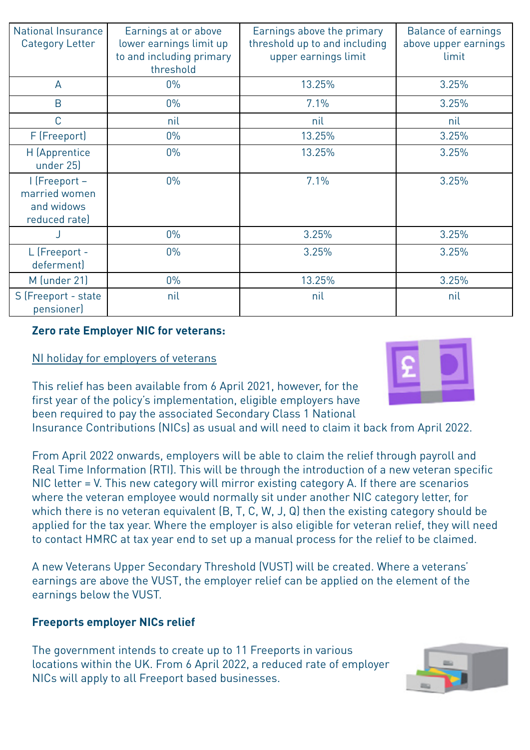| National Insurance Category Letter | Earnings at or above lower earnings limit up to and including primary threshold | Earnings above the primary threshold up to and including upper earnings limit | Balance of earnings above upper earnings limit |
|---|---|---|---|
| A | 0% | 13.25% | 3.25% |
| B | 0% | 7.1% | 3.25% |
| C | nil | nil | nil |
| F (Freeport) | 0% | 13.25% | 3.25% |
| H (Apprentice under 25) | 0% | 13.25% | 3.25% |
| I (Freeport – married women and widows reduced rate) | 0% | 7.1% | 3.25% |
| J | 0% | 3.25% | 3.25% |
| L (Freeport - deferment) | 0% | 3.25% | 3.25% |
| M (under 21) | 0% | 13.25% | 3.25% |
| S (Freeport - state pensioner) | nil | nil | nil |

**Zero rate Employer NIC for veterans:**

NI holiday for employers of veterans

This relief has been available from 6 April 2021, however, for the first year of the policy's implementation, eligible employers have been required to pay the associated Secondary Class 1 National Insurance Contributions (NICs) as usual and will need to claim it back from April 2022.

From April 2022 onwards, employers will be able to claim the relief through payroll and Real Time Information (RTI). This will be through the introduction of a new veteran specific NIC letter = V. This new category will mirror existing category A. If there are scenarios where the veteran employee would normally sit under another NIC category letter, for which there is no veteran equivalent (B, T, C, W, J, Q) then the existing category should be applied for the tax year. Where the employer is also eligible for veteran relief, they will need to contact HMRC at tax year end to set up a manual process for the relief to be claimed.

A new Veterans Upper Secondary Threshold (VUST) will be created. Where a veterans' earnings are above the VUST, the employer relief can be applied on the element of the earnings below the VUST.

**Freeports employer NICs relief**

The government intends to create up to 11 Freeports in various locations within the UK. From 6 April 2022, a reduced rate of employer NICs will apply to all Freeport based businesses.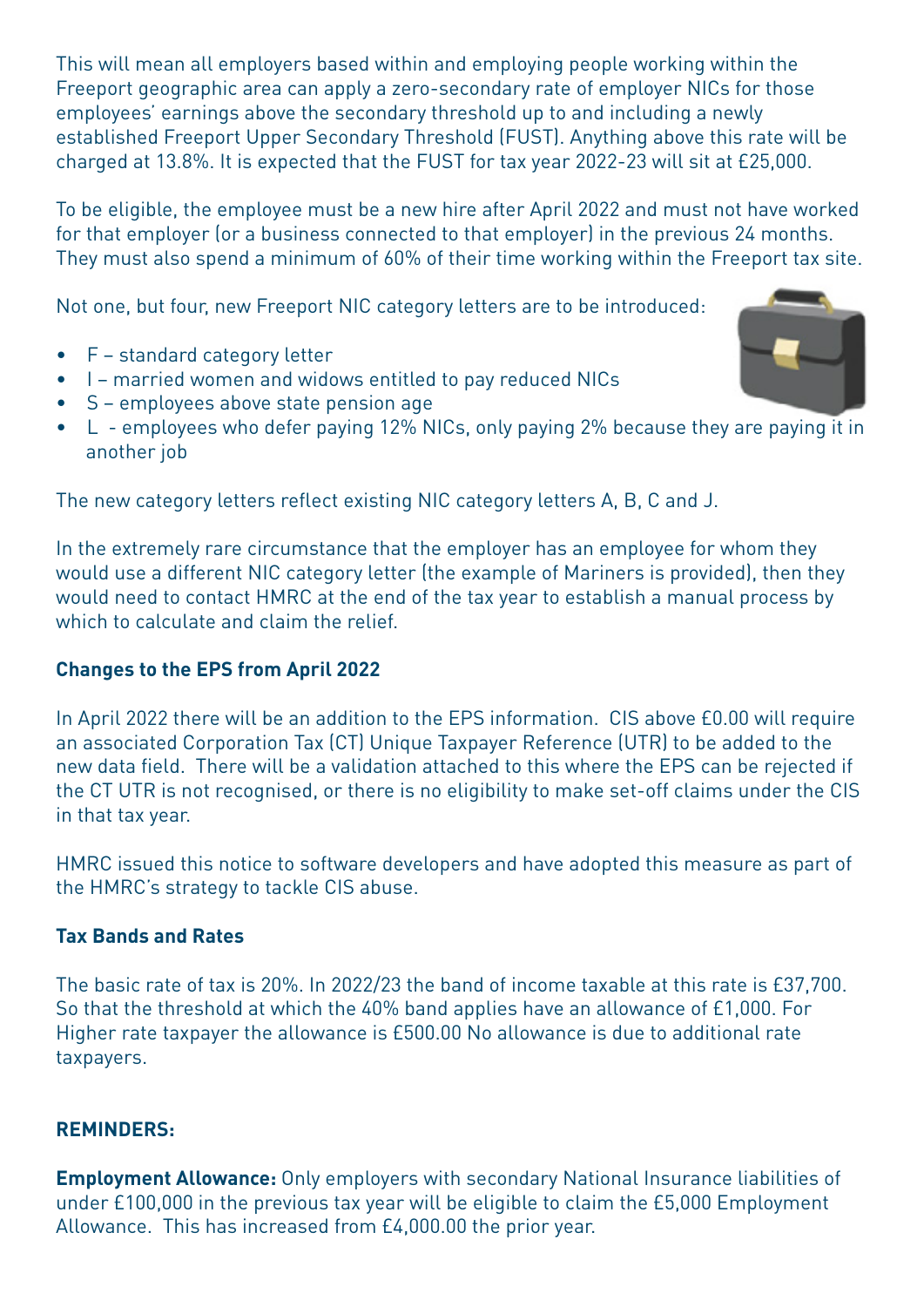This will mean all employers based within and employing people working within the Freeport geographic area can apply a zero-secondary rate of employer NICs for those employees' earnings above the secondary threshold up to and including a newly established Freeport Upper Secondary Threshold (FUST). Anything above this rate will be charged at 13.8%. It is expected that the FUST for tax year 2022-23 will sit at £25,000.

To be eligible, the employee must be a new hire after April 2022 and must not have worked for that employer (or a business connected to that employer) in the previous 24 months. They must also spend a minimum of 60% of their time working within the Freeport tax site.

Not one, but four, new Freeport NIC category letters are to be introduced:

- F – standard category letter
- I – married women and widows entitled to pay reduced NICs
- S – employees above state pension age
- L - employees who defer paying 12% NICs, only paying 2% because they are paying it in another job

The new category letters reflect existing NIC category letters A, B, C and J.

In the extremely rare circumstance that the employer has an employee for whom they would use a different NIC category letter (the example of Mariners is provided), then they would need to contact HMRC at the end of the tax year to establish a manual process by which to calculate and claim the relief.

**Changes to the EPS from April 2022**

In April 2022 there will be an addition to the EPS information. CIS above £0.00 will require an associated Corporation Tax (CT) Unique Taxpayer Reference (UTR) to be added to the new data field. There will be a validation attached to this where the EPS can be rejected if the CT UTR is not recognised, or there is no eligibility to make set-off claims under the CIS in that tax year.

HMRC issued this notice to software developers and have adopted this measure as part of the HMRC's strategy to tackle CIS abuse.

**Tax Bands and Rates**

The basic rate of tax is 20%. In 2022/23 the band of income taxable at this rate is £37,700. So that the threshold at which the 40% band applies have an allowance of £1,000. For Higher rate taxpayer the allowance is £500.00 No allowance is due to additional rate taxpayers.

**REMINDERS:**

**Employment Allowance:** Only employers with secondary National Insurance liabilities of under £100,000 in the previous tax year will be eligible to claim the £5,000 Employment Allowance. This has increased from £4,000.00 the prior year.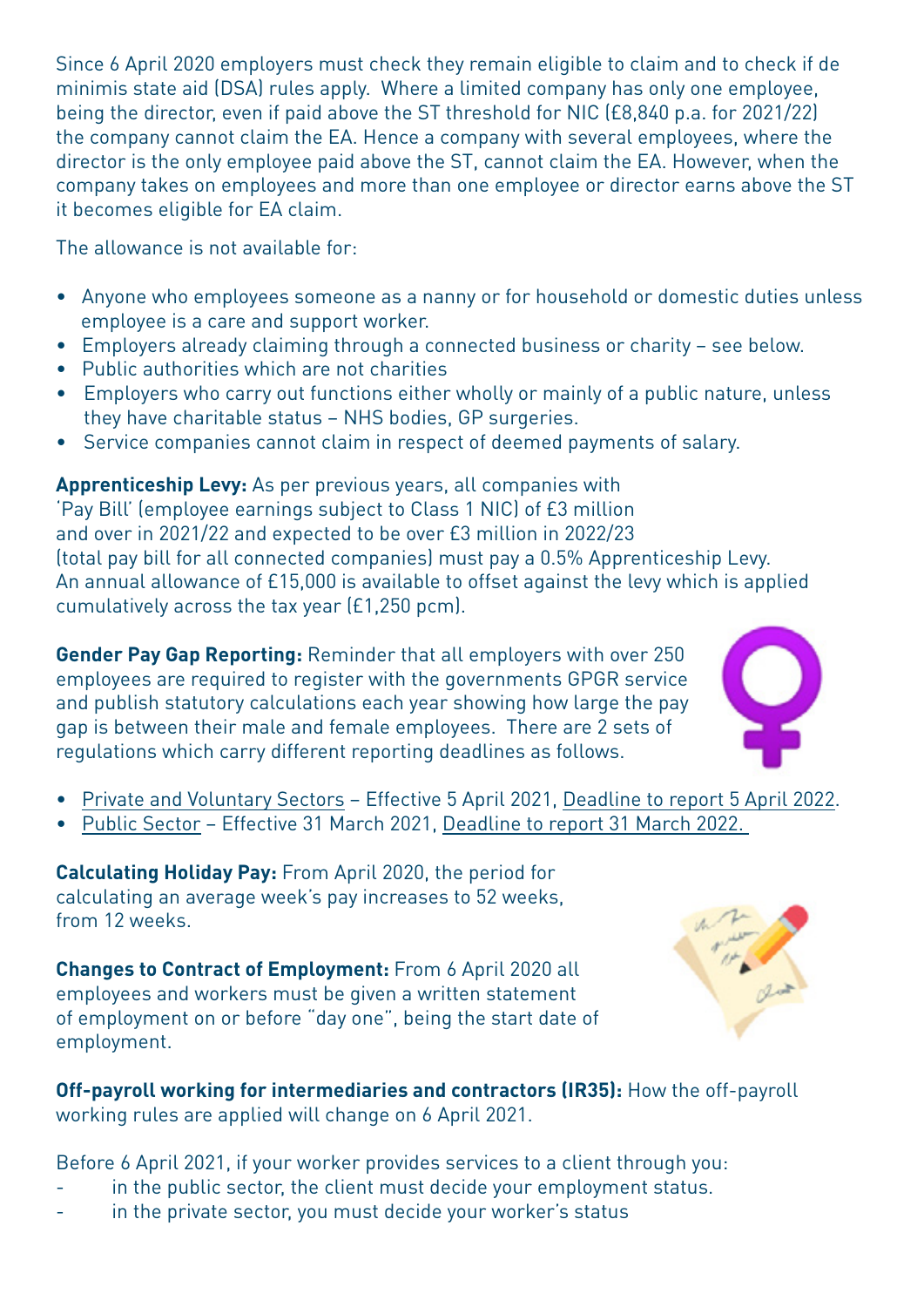Since 6 April 2020 employers must check they remain eligible to claim and to check if de minimis state aid (DSA) rules apply. Where a limited company has only one employee, being the director, even if paid above the ST threshold for NIC (£8,840 p.a. for 2021/22) the company cannot claim the EA. Hence a company with several employees, where the director is the only employee paid above the ST, cannot claim the EA. However, when the company takes on employees and more than one employee or director earns above the ST it becomes eligible for EA claim.

The allowance is not available for:

- Anyone who employees someone as a nanny or for household or domestic duties unless employee is a care and support worker.
- Employers already claiming through a connected business or charity – see below.
- Public authorities which are not charities
- Employers who carry out functions either wholly or mainly of a public nature, unless they have charitable status – NHS bodies, GP surgeries.
- Service companies cannot claim in respect of deemed payments of salary.

**Apprenticeship Levy:** As per previous years, all companies with 'Pay Bill' (employee earnings subject to Class 1 NIC) of £3 million and over in 2021/22 and expected to be over £3 million in 2022/23 (total pay bill for all connected companies) must pay a 0.5% Apprenticeship Levy. An annual allowance of £15,000 is available to offset against the levy which is applied cumulatively across the tax year (£1,250 pcm).

**Gender Pay Gap Reporting:** Reminder that all employers with over 250 employees are required to register with the governments GPGR service and publish statutory calculations each year showing how large the pay gap is between their male and female employees. There are 2 sets of regulations which carry different reporting deadlines as follows.

- Private and Voluntary Sectors – Effective 5 April 2021, Deadline to report 5 April 2022.
- Public Sector – Effective 31 March 2021, Deadline to report 31 March 2022.

**Calculating Holiday Pay:** From April 2020, the period for calculating an average week's pay increases to 52 weeks, from 12 weeks.

**Changes to Contract of Employment:** From 6 April 2020 all employees and workers must be given a written statement of employment on or before "day one", being the start date of employment.

**Off-payroll working for intermediaries and contractors (IR35):** How the off-payroll working rules are applied will change on 6 April 2021.

Before 6 April 2021, if your worker provides services to a client through you:

- in the public sector, the client must decide your employment status.
- in the private sector, you must decide your worker's status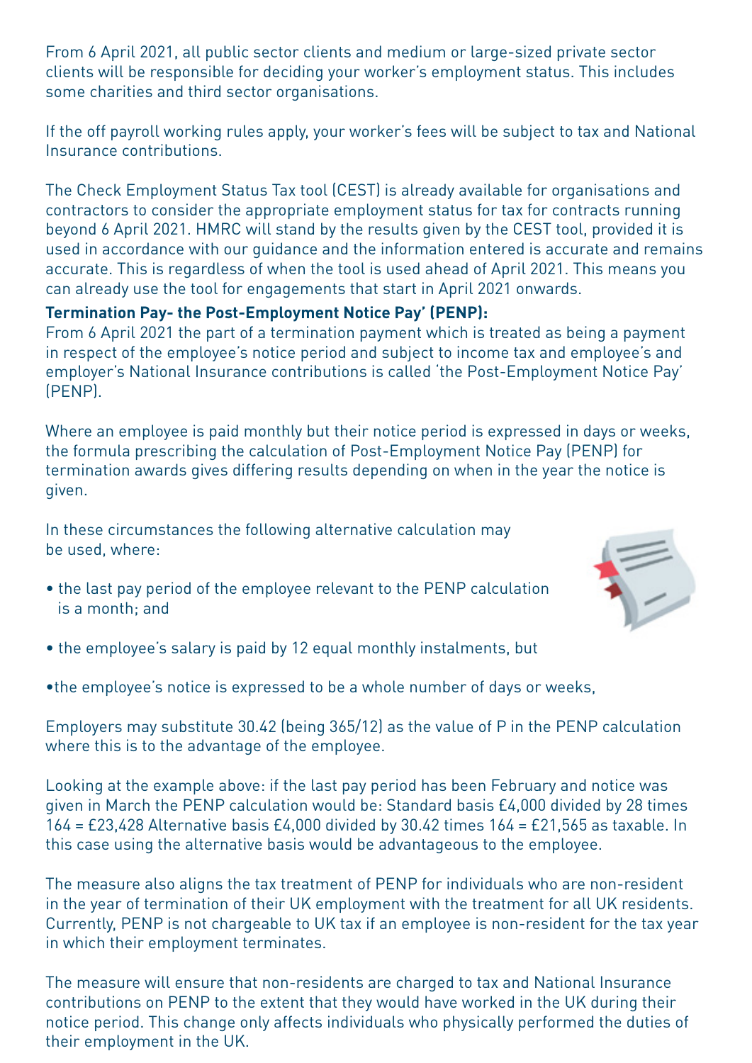From 6 April 2021, all public sector clients and medium or large-sized private sector clients will be responsible for deciding your worker's employment status. This includes some charities and third sector organisations.

If the off payroll working rules apply, your worker's fees will be subject to tax and National Insurance contributions.

The Check Employment Status Tax tool (CEST) is already available for organisations and contractors to consider the appropriate employment status for tax for contracts running beyond 6 April 2021. HMRC will stand by the results given by the CEST tool, provided it is used in accordance with our guidance and the information entered is accurate and remains accurate. This is regardless of when the tool is used ahead of April 2021. This means you can already use the tool for engagements that start in April 2021 onwards.

**Termination Pay- the Post-Employment Notice Pay' (PENP):**

From 6 April 2021 the part of a termination payment which is treated as being a payment in respect of the employee's notice period and subject to income tax and employee's and employer's National Insurance contributions is called 'the Post-Employment Notice Pay' (PENP).

Where an employee is paid monthly but their notice period is expressed in days or weeks, the formula prescribing the calculation of Post-Employment Notice Pay (PENP) for termination awards gives differing results depending on when in the year the notice is given.

In these circumstances the following alternative calculation may be used, where:

- the last pay period of the employee relevant to the PENP calculation is a month; and
- the employee's salary is paid by 12 equal monthly instalments, but
- the employee's notice is expressed to be a whole number of days or weeks,

Employers may substitute 30.42 (being 365/12) as the value of P in the PENP calculation where this is to the advantage of the employee.

Looking at the example above: if the last pay period has been February and notice was given in March the PENP calculation would be: Standard basis £4,000 divided by 28 times 164 = £23,428 Alternative basis £4,000 divided by 30.42 times 164 = £21,565 as taxable. In this case using the alternative basis would be advantageous to the employee.

The measure also aligns the tax treatment of PENP for individuals who are non-resident in the year of termination of their UK employment with the treatment for all UK residents. Currently, PENP is not chargeable to UK tax if an employee is non-resident for the tax year in which their employment terminates.

The measure will ensure that non-residents are charged to tax and National Insurance contributions on PENP to the extent that they would have worked in the UK during their notice period. This change only affects individuals who physically performed the duties of their employment in the UK.